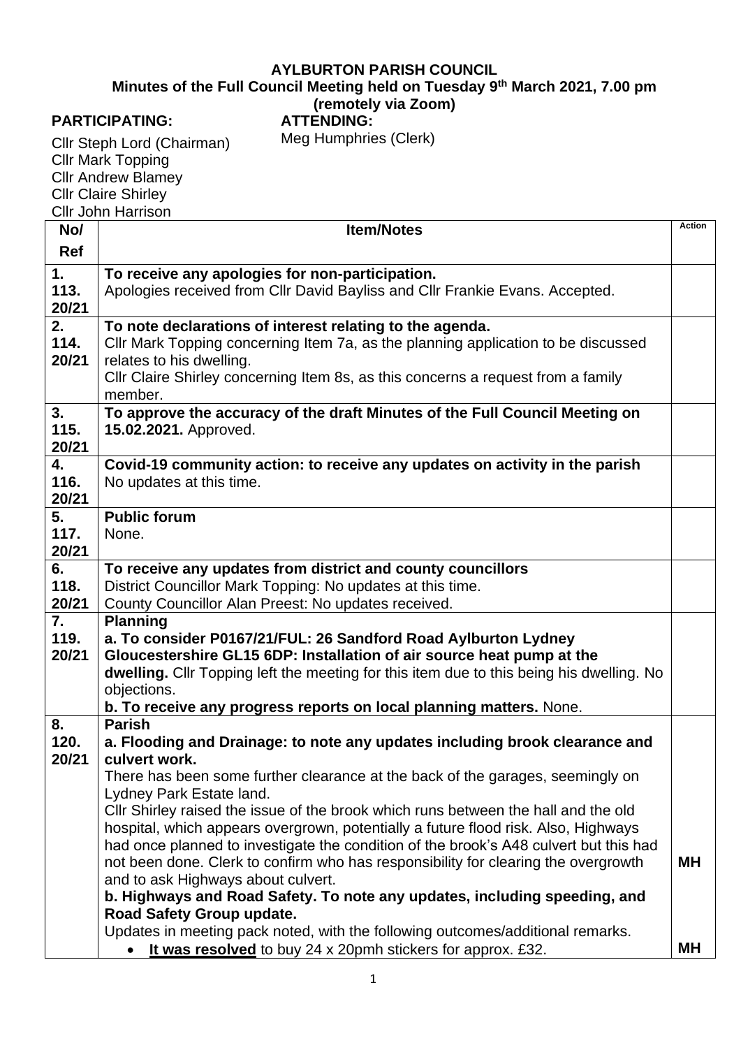# AYLBURTON PARISH COUNCIL

## Minutes of the Full Council Meeting held on Tuesday 9th March 2021, 7.00 pm (remotely via Zoom)

**PARTICIPATING:**

Cllr Steph Lord (Chairman)
Cllr Mark Topping
Cllr Andrew Blamey
Cllr Claire Shirley
Cllr John Harrison

**ATTENDING:**

Meg Humphries (Clerk)

| No/ Ref | Item/Notes | Action |
|---|---|---|
| 1. 113. 20/21 | **To receive any apologies for non-participation.**<br>Apologies received from Cllr David Bayliss and Cllr Frankie Evans. Accepted. | |
| 2. 114. 20/21 | **To note declarations of interest relating to the agenda.**<br>Cllr Mark Topping concerning Item 7a, as the planning application to be discussed relates to his dwelling.<br>Cllr Claire Shirley concerning Item 8s, as this concerns a request from a family member. | |
| 3. 115. 20/21 | **To approve the accuracy of the draft Minutes of the Full Council Meeting on 15.02.2021.** Approved. | |
| 4. 116. 20/21 | **Covid-19 community action: to receive any updates on activity in the parish**<br>No updates at this time. | |
| 5. 117. 20/21 | **Public forum**<br>None. | |
| 6. 118. 20/21 | **To receive any updates from district and county councillors**<br>District Councillor Mark Topping: No updates at this time.<br>County Councillor Alan Preest: No updates received. | |
| 7. 119. 20/21 | **Planning**<br>**a. To consider P0167/21/FUL: 26 Sandford Road Aylburton Lydney Gloucestershire GL15 6DP: Installation of air source heat pump at the dwelling.** Cllr Topping left the meeting for this item due to this being his dwelling. No objections.<br>**b. To receive any progress reports on local planning matters.** None. | |
| 8. 120. 20/21 | **Parish**<br>**a. Flooding and Drainage: to note any updates including brook clearance and culvert work.**<br>There has been some further clearance at the back of the garages, seemingly on Lydney Park Estate land.<br>Cllr Shirley raised the issue of the brook which runs between the hall and the old hospital, which appears overgrown, potentially a future flood risk. Also, Highways had once planned to investigate the condition of the brook's A48 culvert but this had not been done. Clerk to confirm who has responsibility for clearing the overgrowth and to ask Highways about culvert.<br>**b. Highways and Road Safety. To note any updates, including speeding, and Road Safety Group update.**<br>Updates in meeting pack noted, with the following outcomes/additional remarks.<br>• **It was resolved** to buy 24 x 20pmh stickers for approx. £32. | **MH**<br><br><br><br>**MH** |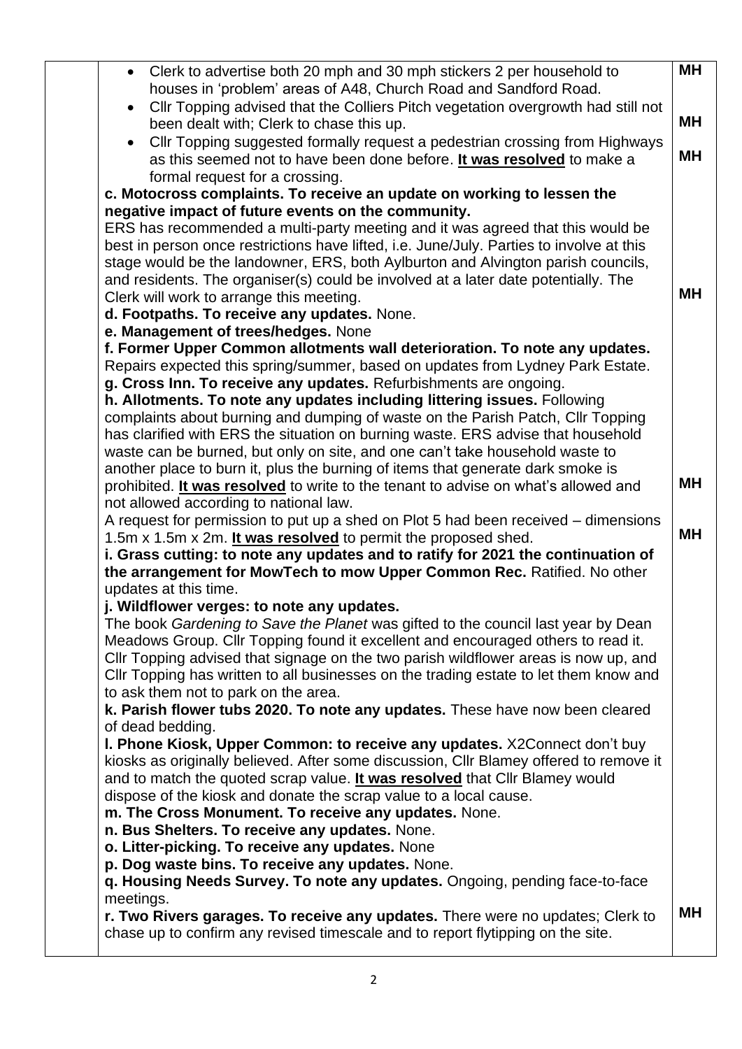| | | |
|---|---|---|
| | • Clerk to advertise both 20 mph and 30 mph stickers 2 per household to houses in 'problem' areas of A48, Church Road and Sandford Road.<br>• Cllr Topping advised that the Colliers Pitch vegetation overgrowth had still not been dealt with; Clerk to chase this up.<br>• Cllr Topping suggested formally request a pedestrian crossing from Highways as this seemed not to have been done before. **<u>It was resolved</u>** to make a formal request for a crossing. | **MH**<br><br>**MH**<br><br>**MH** |
| | **c. Motocross complaints. To receive an update on working to lessen the negative impact of future events on the community.**<br>ERS has recommended a multi-party meeting and it was agreed that this would be best in person once restrictions have lifted, i.e. June/July. Parties to involve at this stage would be the landowner, ERS, both Aylburton and Alvington parish councils, and residents. The organiser(s) could be involved at a later date potentially. The Clerk will work to arrange this meeting. | **MH** |
| | **d. Footpaths. To receive any updates.** None.<br>**e. Management of trees/hedges.** None<br>**f. Former Upper Common allotments wall deterioration. To note any updates.** Repairs expected this spring/summer, based on updates from Lydney Park Estate.<br>**g. Cross Inn. To receive any updates.** Refurbishments are ongoing.<br>**h. Allotments. To note any updates including littering issues.** Following complaints about burning and dumping of waste on the Parish Patch, Cllr Topping has clarified with ERS the situation on burning waste. ERS advise that household waste can be burned, but only on site, and one can't take household waste to another place to burn it, plus the burning of items that generate dark smoke is prohibited. **<u>It was resolved</u>** to write to the tenant to advise on what's allowed and not allowed according to national law. | **MH** |
| | A request for permission to put up a shed on Plot 5 had been received – dimensions 1.5m x 1.5m x 2m. **<u>It was resolved</u>** to permit the proposed shed. | **MH** |
| | **i. Grass cutting: to note any updates and to ratify for 2021 the continuation of the arrangement for MowTech to mow Upper Common Rec.** Ratified. No other updates at this time.<br>**j. Wildflower verges: to note any updates.**<br>The book *Gardening to Save the Planet* was gifted to the council last year by Dean Meadows Group. Cllr Topping found it excellent and encouraged others to read it. Cllr Topping advised that signage on the two parish wildflower areas is now up, and Cllr Topping has written to all businesses on the trading estate to let them know and to ask them not to park on the area.<br>**k. Parish flower tubs 2020. To note any updates.** These have now been cleared of dead bedding.<br>**l. Phone Kiosk, Upper Common: to receive any updates.** X2Connect don't buy kiosks as originally believed. After some discussion, Cllr Blamey offered to remove it and to match the quoted scrap value. **<u>It was resolved</u>** that Cllr Blamey would dispose of the kiosk and donate the scrap value to a local cause.<br>**m. The Cross Monument. To receive any updates.** None.<br>**n. Bus Shelters. To receive any updates.** None.<br>**o. Litter-picking. To receive any updates.** None<br>**p. Dog waste bins. To receive any updates.** None.<br>**q. Housing Needs Survey. To note any updates.** Ongoing, pending face-to-face meetings. | |
| | **r. Two Rivers garages. To receive any updates.** There were no updates; Clerk to chase up to confirm any revised timescale and to report flytipping on the site. | **MH** |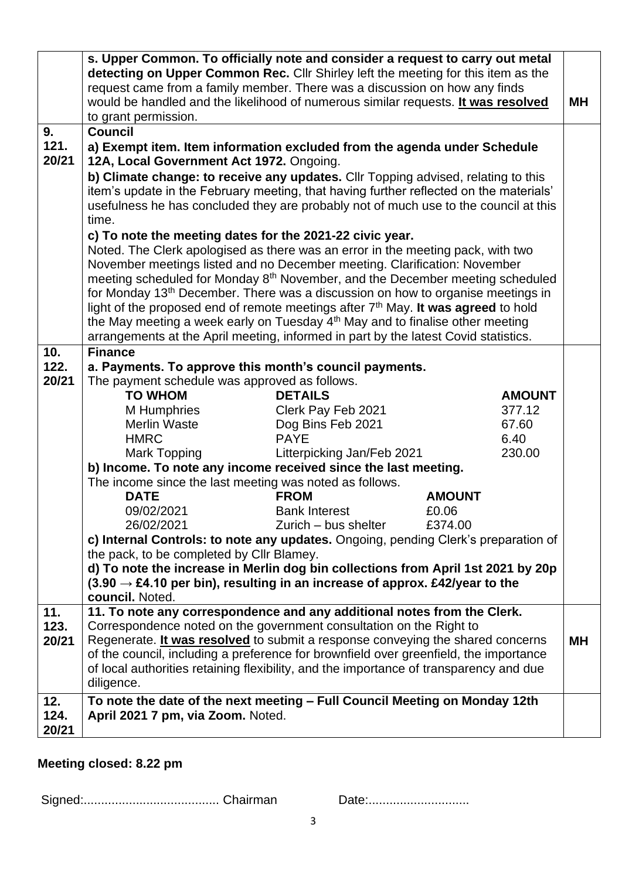| | | |
|---|---|---|
| | **s. Upper Common. To officially note and consider a request to carry out metal detecting on Upper Common Rec.** Cllr Shirley left the meeting for this item as the request came from a family member. There was a discussion on how any finds would be handled and the likelihood of numerous similar requests. **It was resolved** to grant permission. | **MH** |
| **9. 121. 20/21** | **Council**<br>**a) Exempt item. Item information excluded from the agenda under Schedule 12A, Local Government Act 1972.** Ongoing.<br>**b) Climate change: to receive any updates.** Cllr Topping advised, relating to this item's update in the February meeting, that having further reflected on the materials' usefulness he has concluded they are probably not of much use to the council at this time.<br>**c) To note the meeting dates for the 2021-22 civic year.**<br>Noted. The Clerk apologised as there was an error in the meeting pack, with two November meetings listed and no December meeting. Clarification: November meeting scheduled for Monday 8th November, and the December meeting scheduled for Monday 13th December. There was a discussion on how to organise meetings in light of the proposed end of remote meetings after 7th May. **It was agreed** to hold the May meeting a week early on Tuesday 4th May and to finalise other meeting arrangements at the April meeting, informed in part by the latest Covid statistics. | |
| **10. 122. 20/21** | **Finance**<br>**a. Payments. To approve this month's council payments.**<br>The payment schedule was approved as follows.<br>**TO WHOM** / **DETAILS** / **AMOUNT**<br>M Humphries / Clerk Pay Feb 2021 / 377.12<br>Merlin Waste / Dog Bins Feb 2021 / 67.60<br>HMRC / PAYE / 6.40<br>Mark Topping / Litterpicking Jan/Feb 2021 / 230.00<br>**b) Income. To note any income received since the last meeting.**<br>The income since the last meeting was noted as follows.<br>**DATE** / **FROM** / **AMOUNT**<br>09/02/2021 / Bank Interest / £0.06<br>26/02/2021 / Zurich – bus shelter / £374.00<br>**c) Internal Controls: to note any updates.** Ongoing, pending Clerk's preparation of the pack, to be completed by Cllr Blamey.<br>**d) To note the increase in Merlin dog bin collections from April 1st 2021 by 20p (3.90 → £4.10 per bin), resulting in an increase of approx. £42/year to the council.** Noted. | |
| **11. 123. 20/21** | **11. To note any correspondence and any additional notes from the Clerk.**<br>Correspondence noted on the government consultation on the Right to Regenerate. **It was resolved** to submit a response conveying the shared concerns of the council, including a preference for brownfield over greenfield, the importance of local authorities retaining flexibility, and the importance of transparency and due diligence. | **MH** |
| **12. 124. 20/21** | **To note the date of the next meeting – Full Council Meeting on Monday 12th April 2021 7 pm, via Zoom.** Noted. | |

**Meeting closed: 8.22 pm**

Signed:...................................... Chairman Date:............................